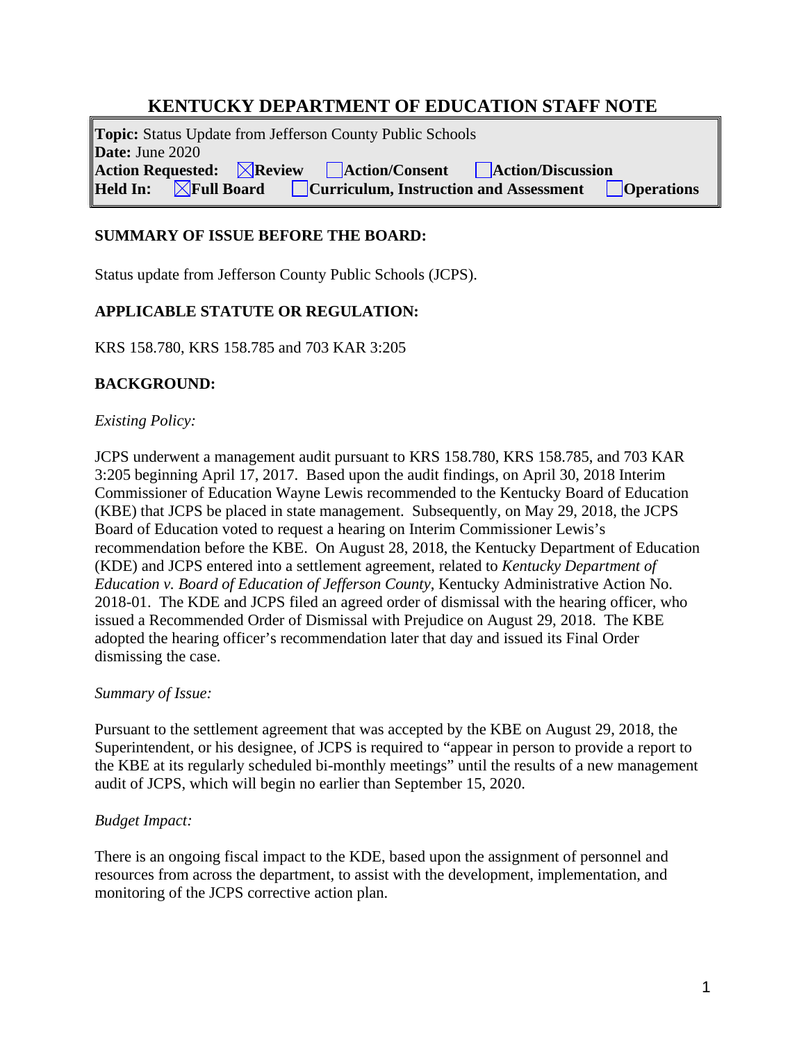# KENTUCKY DEPARTMENT OF EDUCATION STAFF NOTE

**Topic:** Status Update from Jefferson County Public Schools
**Date:** June 2020
**Action Requested:** ☒ **Review** ☐ **Action/Consent** ☐ **Action/Discussion**
**Held In:** ☒ **Full Board** ☐ **Curriculum, Instruction and Assessment** ☐ **Operations**

## SUMMARY OF ISSUE BEFORE THE BOARD:

Status update from Jefferson County Public Schools (JCPS).

## APPLICABLE STATUTE OR REGULATION:

KRS 158.780, KRS 158.785 and 703 KAR 3:205

## BACKGROUND:

*Existing Policy:*

JCPS underwent a management audit pursuant to KRS 158.780, KRS 158.785, and 703 KAR 3:205 beginning April 17, 2017. Based upon the audit findings, on April 30, 2018 Interim Commissioner of Education Wayne Lewis recommended to the Kentucky Board of Education (KBE) that JCPS be placed in state management. Subsequently, on May 29, 2018, the JCPS Board of Education voted to request a hearing on Interim Commissioner Lewis's recommendation before the KBE. On August 28, 2018, the Kentucky Department of Education (KDE) and JCPS entered into a settlement agreement, related to *Kentucky Department of Education v. Board of Education of Jefferson County*, Kentucky Administrative Action No. 2018-01. The KDE and JCPS filed an agreed order of dismissal with the hearing officer, who issued a Recommended Order of Dismissal with Prejudice on August 29, 2018. The KBE adopted the hearing officer's recommendation later that day and issued its Final Order dismissing the case.

*Summary of Issue:*

Pursuant to the settlement agreement that was accepted by the KBE on August 29, 2018, the Superintendent, or his designee, of JCPS is required to "appear in person to provide a report to the KBE at its regularly scheduled bi-monthly meetings" until the results of a new management audit of JCPS, which will begin no earlier than September 15, 2020.

*Budget Impact:*

There is an ongoing fiscal impact to the KDE, based upon the assignment of personnel and resources from across the department, to assist with the development, implementation, and monitoring of the JCPS corrective action plan.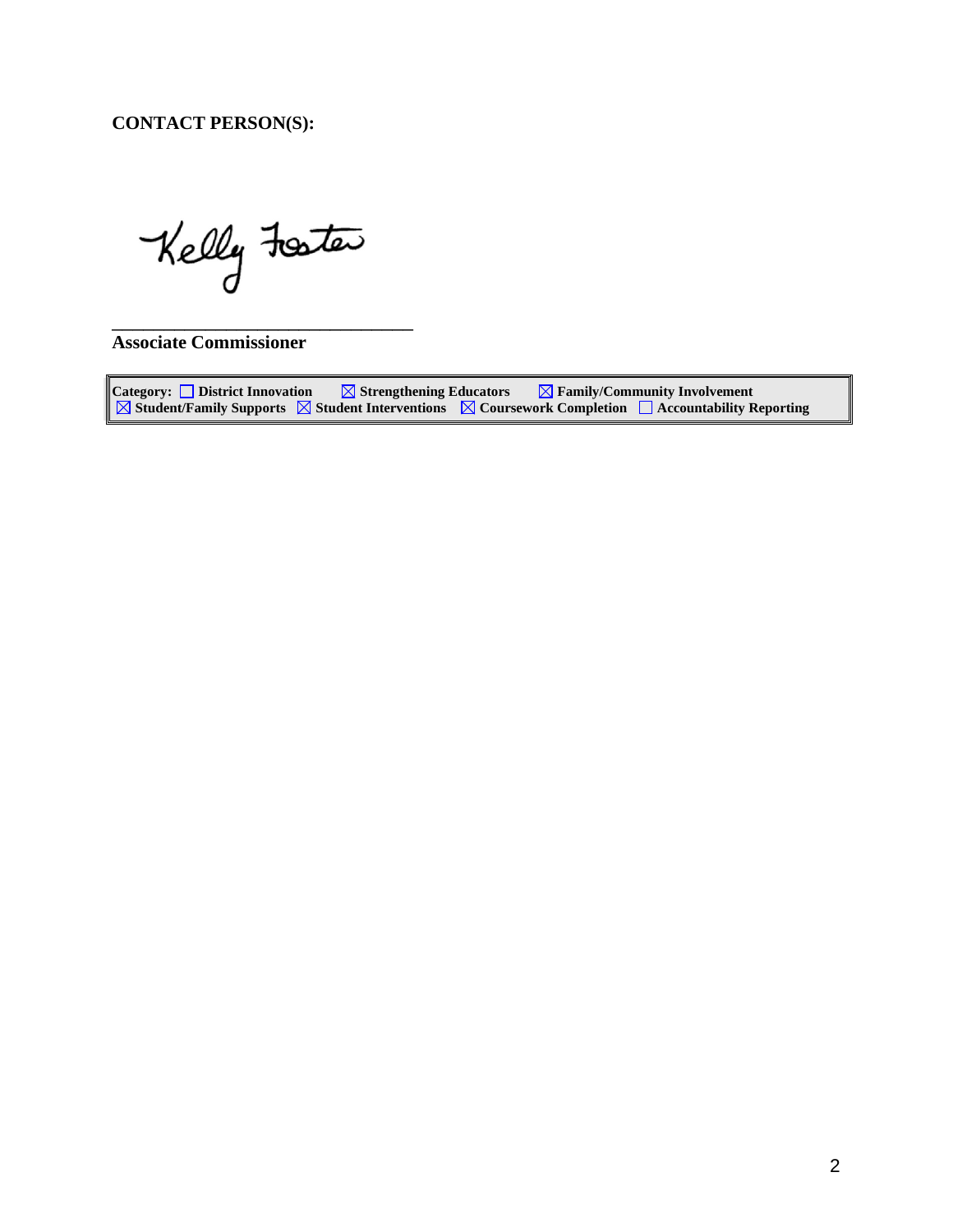**CONTACT PERSON(S):**

Kelly Foster

\_\_\_\_\_\_\_\_\_\_\_\_\_\_\_\_\_\_\_\_\_\_\_\_\_\_\_\_\_\_\_\_\_

**Associate Commissioner**

**Category:** ☐ **District Innovation** ☒ **Strengthening Educators** ☒ **Family/Community Involvement**
☒ **Student/Family Supports** ☒ **Student Interventions** ☒ **Coursework Completion** ☐ **Accountability Reporting**